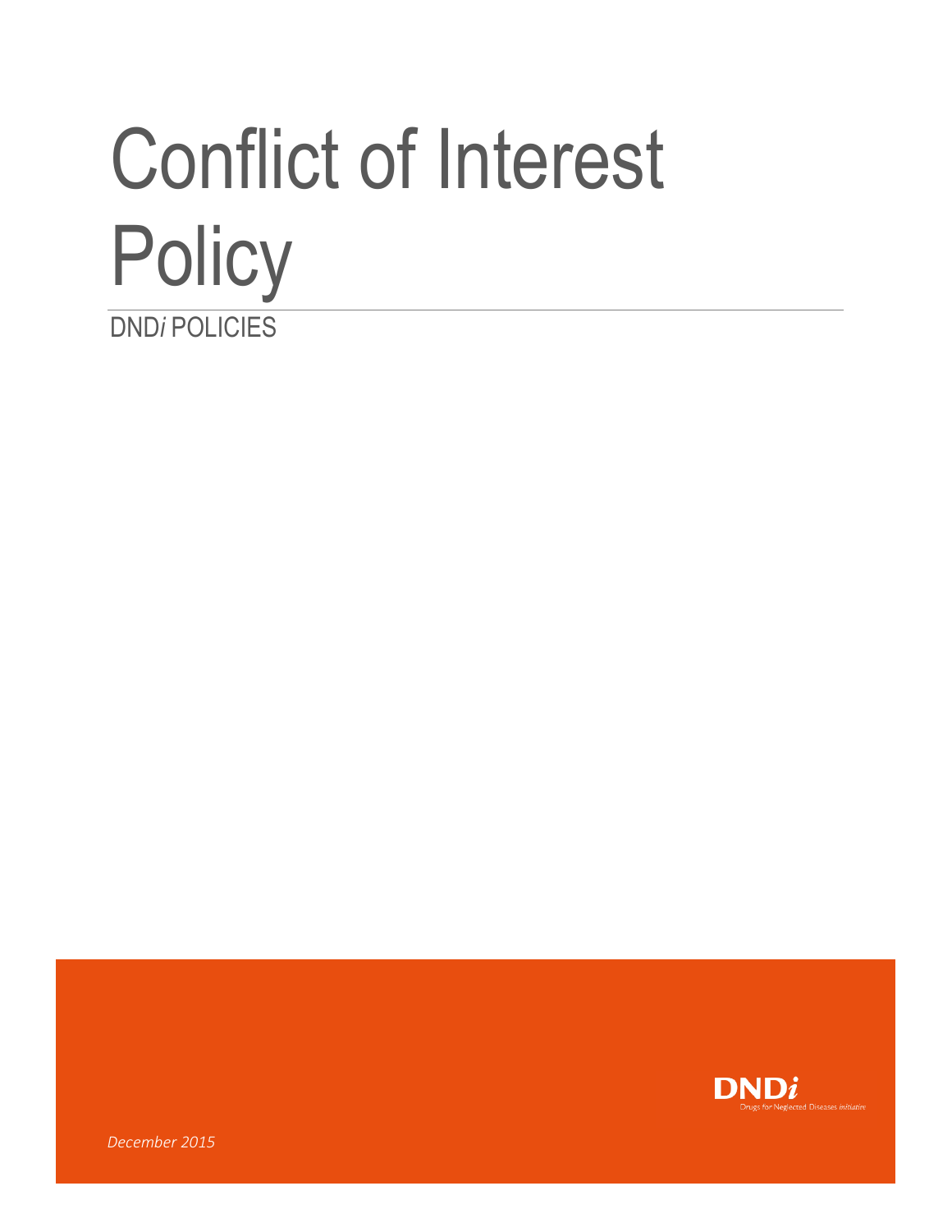# Conflict of Interest Policy

DND*i* POLICIES

DND*i*

Drugs for Neglected Diseases *initiative*

*December 2015*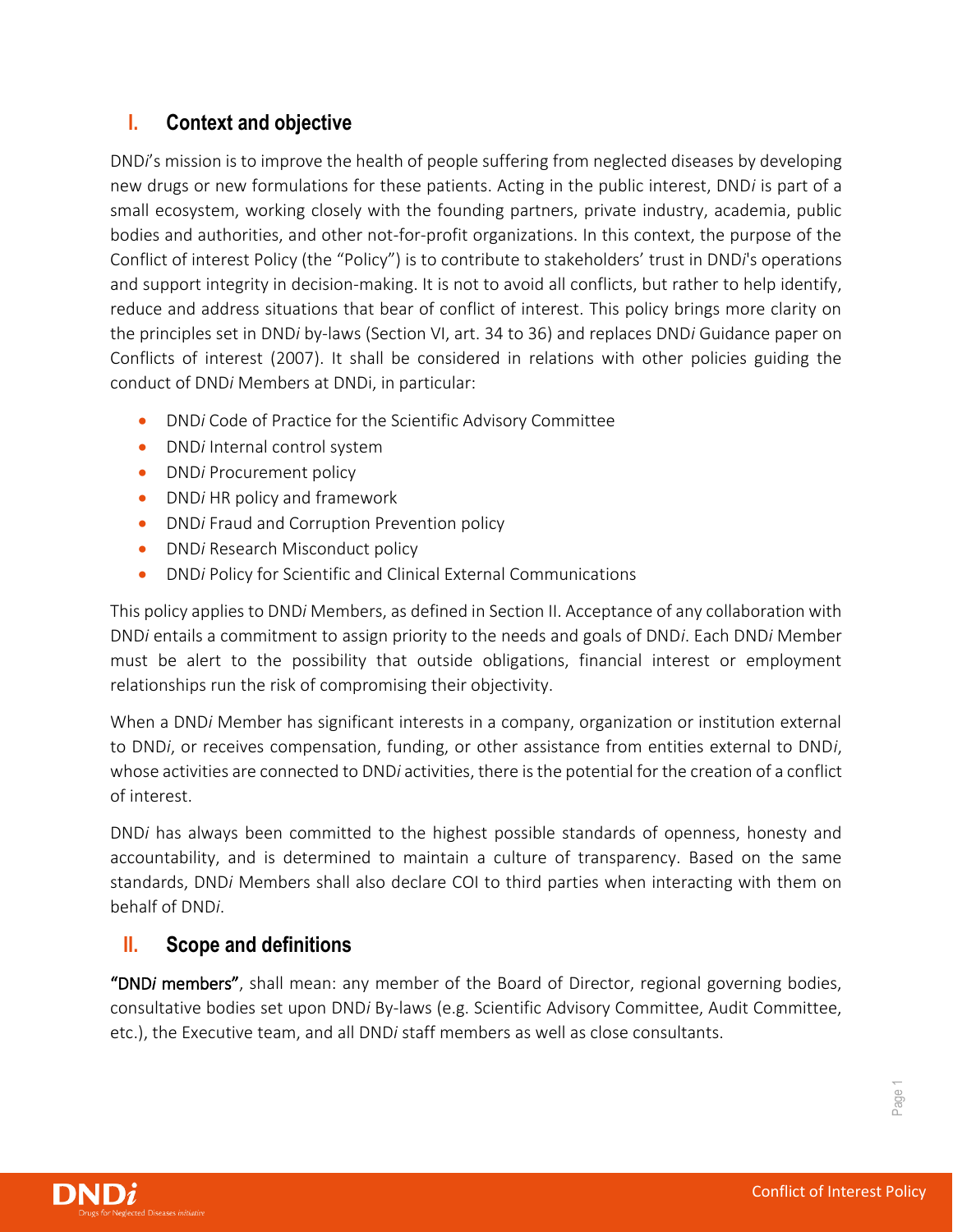## I. Context and objective

DND*i*'s mission is to improve the health of people suffering from neglected diseases by developing new drugs or new formulations for these patients. Acting in the public interest, DND*i* is part of a small ecosystem, working closely with the founding partners, private industry, academia, public bodies and authorities, and other not-for-profit organizations. In this context, the purpose of the Conflict of interest Policy (the "Policy") is to contribute to stakeholders' trust in DND*i*'s operations and support integrity in decision-making. It is not to avoid all conflicts, but rather to help identify, reduce and address situations that bear of conflict of interest. This policy brings more clarity on the principles set in DND*i* by-laws (Section VI, art. 34 to 36) and replaces DND*i* Guidance paper on Conflicts of interest (2007). It shall be considered in relations with other policies guiding the conduct of DND*i* Members at DNDi, in particular:

- DND*i* Code of Practice for the Scientific Advisory Committee
- DND*i* Internal control system
- DND*i* Procurement policy
- DND*i* HR policy and framework
- DND*i* Fraud and Corruption Prevention policy
- DND*i* Research Misconduct policy
- DND*i* Policy for Scientific and Clinical External Communications

This policy applies to DND*i* Members, as defined in Section II. Acceptance of any collaboration with DND*i* entails a commitment to assign priority to the needs and goals of DND*i*. Each DND*i* Member must be alert to the possibility that outside obligations, financial interest or employment relationships run the risk of compromising their objectivity.

When a DND*i* Member has significant interests in a company, organization or institution external to DND*i*, or receives compensation, funding, or other assistance from entities external to DND*i*, whose activities are connected to DND*i* activities, there is the potential for the creation of a conflict of interest.

DND*i* has always been committed to the highest possible standards of openness, honesty and accountability, and is determined to maintain a culture of transparency. Based on the same standards, DND*i* Members shall also declare COI to third parties when interacting with them on behalf of DND*i*.

## II. Scope and definitions

**"DND*i* members"**, shall mean: any member of the Board of Director, regional governing bodies, consultative bodies set upon DND*i* By-laws (e.g. Scientific Advisory Committee, Audit Committee, etc.), the Executive team, and all DND*i* staff members as well as close consultants.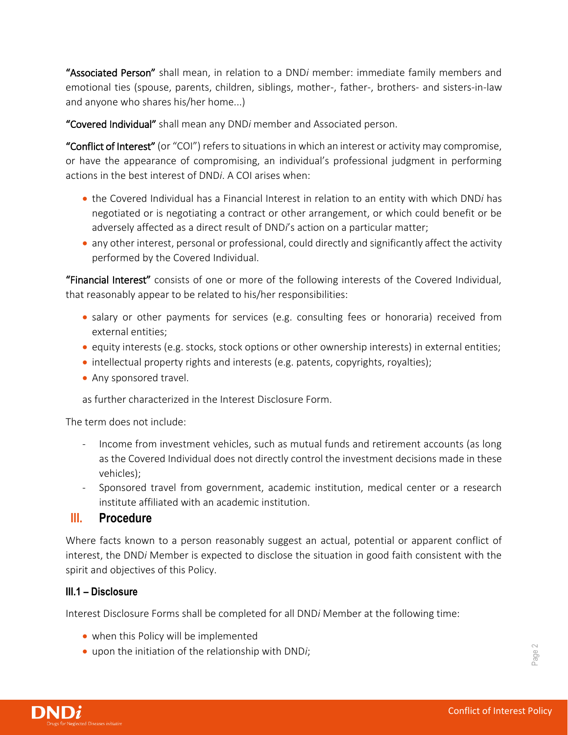**"Associated Person"** shall mean, in relation to a DND*i* member: immediate family members and emotional ties (spouse, parents, children, siblings, mother-, father-, brothers- and sisters-in-law and anyone who shares his/her home...)

**"Covered Individual"** shall mean any DND*i* member and Associated person.

**"Conflict of Interest"** (or "COI") refers to situations in which an interest or activity may compromise, or have the appearance of compromising, an individual's professional judgment in performing actions in the best interest of DND*i*. A COI arises when:

- the Covered Individual has a Financial Interest in relation to an entity with which DND*i* has negotiated or is negotiating a contract or other arrangement, or which could benefit or be adversely affected as a direct result of DND*i*'s action on a particular matter;
- any other interest, personal or professional, could directly and significantly affect the activity performed by the Covered Individual.

**"Financial Interest"** consists of one or more of the following interests of the Covered Individual, that reasonably appear to be related to his/her responsibilities:

- salary or other payments for services (e.g. consulting fees or honoraria) received from external entities;
- equity interests (e.g. stocks, stock options or other ownership interests) in external entities;
- intellectual property rights and interests (e.g. patents, copyrights, royalties);
- Any sponsored travel.

as further characterized in the Interest Disclosure Form.

The term does not include:

- Income from investment vehicles, such as mutual funds and retirement accounts (as long as the Covered Individual does not directly control the investment decisions made in these vehicles);
- Sponsored travel from government, academic institution, medical center or a research institute affiliated with an academic institution.

## III. Procedure

Where facts known to a person reasonably suggest an actual, potential or apparent conflict of interest, the DND*i* Member is expected to disclose the situation in good faith consistent with the spirit and objectives of this Policy.

### III.1 – Disclosure

Interest Disclosure Forms shall be completed for all DND*i* Member at the following time:

- when this Policy will be implemented
- upon the initiation of the relationship with DND*i*;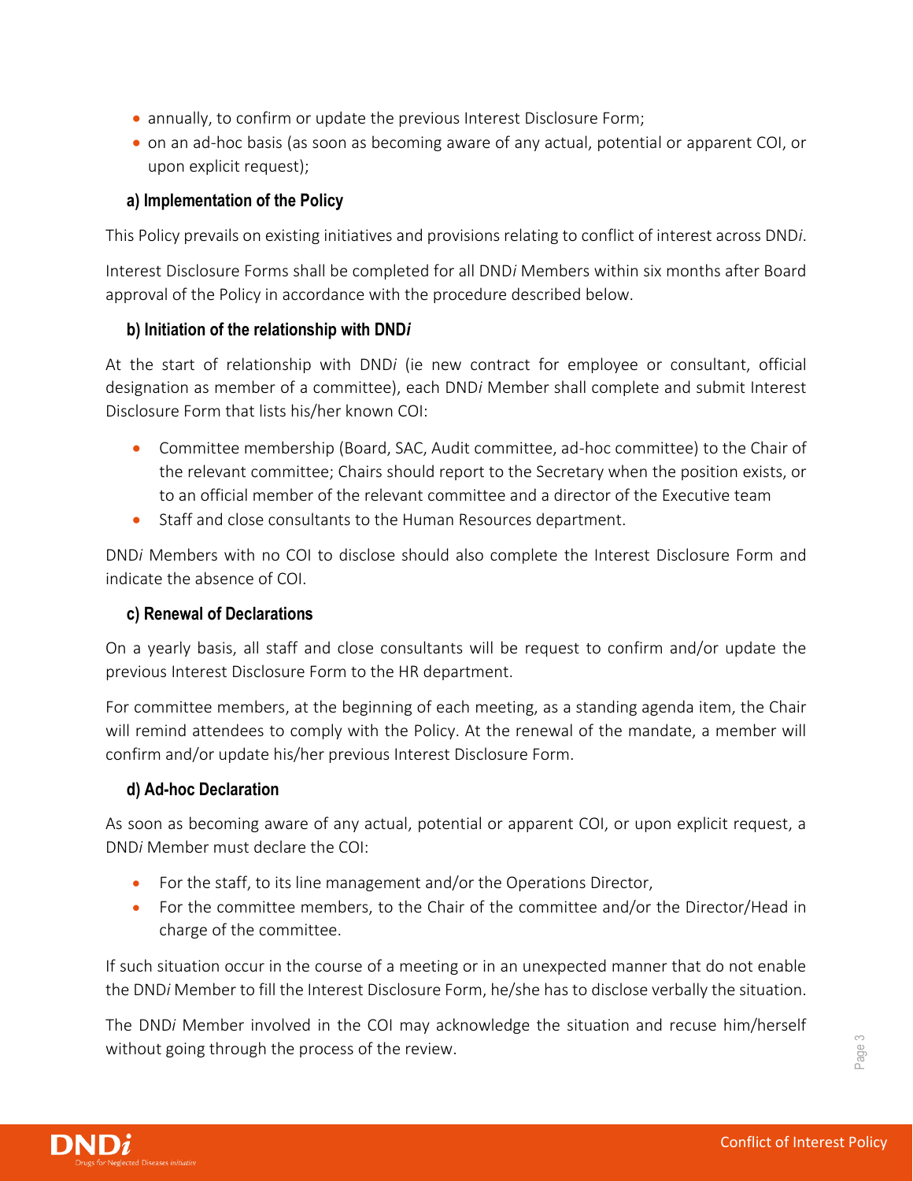- annually, to confirm or update the previous Interest Disclosure Form;
- on an ad-hoc basis (as soon as becoming aware of any actual, potential or apparent COI, or upon explicit request);

#### a) Implementation of the Policy

This Policy prevails on existing initiatives and provisions relating to conflict of interest across DND*i*.

Interest Disclosure Forms shall be completed for all DND*i* Members within six months after Board approval of the Policy in accordance with the procedure described below.

#### b) Initiation of the relationship with DND*i*

At the start of relationship with DND*i* (ie new contract for employee or consultant, official designation as member of a committee), each DND*i* Member shall complete and submit Interest Disclosure Form that lists his/her known COI:

- Committee membership (Board, SAC, Audit committee, ad-hoc committee) to the Chair of the relevant committee; Chairs should report to the Secretary when the position exists, or to an official member of the relevant committee and a director of the Executive team
- Staff and close consultants to the Human Resources department.

DND*i* Members with no COI to disclose should also complete the Interest Disclosure Form and indicate the absence of COI.

#### c) Renewal of Declarations

On a yearly basis, all staff and close consultants will be request to confirm and/or update the previous Interest Disclosure Form to the HR department.

For committee members, at the beginning of each meeting, as a standing agenda item, the Chair will remind attendees to comply with the Policy. At the renewal of the mandate, a member will confirm and/or update his/her previous Interest Disclosure Form.

#### d) Ad-hoc Declaration

As soon as becoming aware of any actual, potential or apparent COI, or upon explicit request, a DND*i* Member must declare the COI:

- For the staff, to its line management and/or the Operations Director,
- For the committee members, to the Chair of the committee and/or the Director/Head in charge of the committee.

If such situation occur in the course of a meeting or in an unexpected manner that do not enable the DND*i* Member to fill the Interest Disclosure Form, he/she has to disclose verbally the situation.

The DND*i* Member involved in the COI may acknowledge the situation and recuse him/herself without going through the process of the review.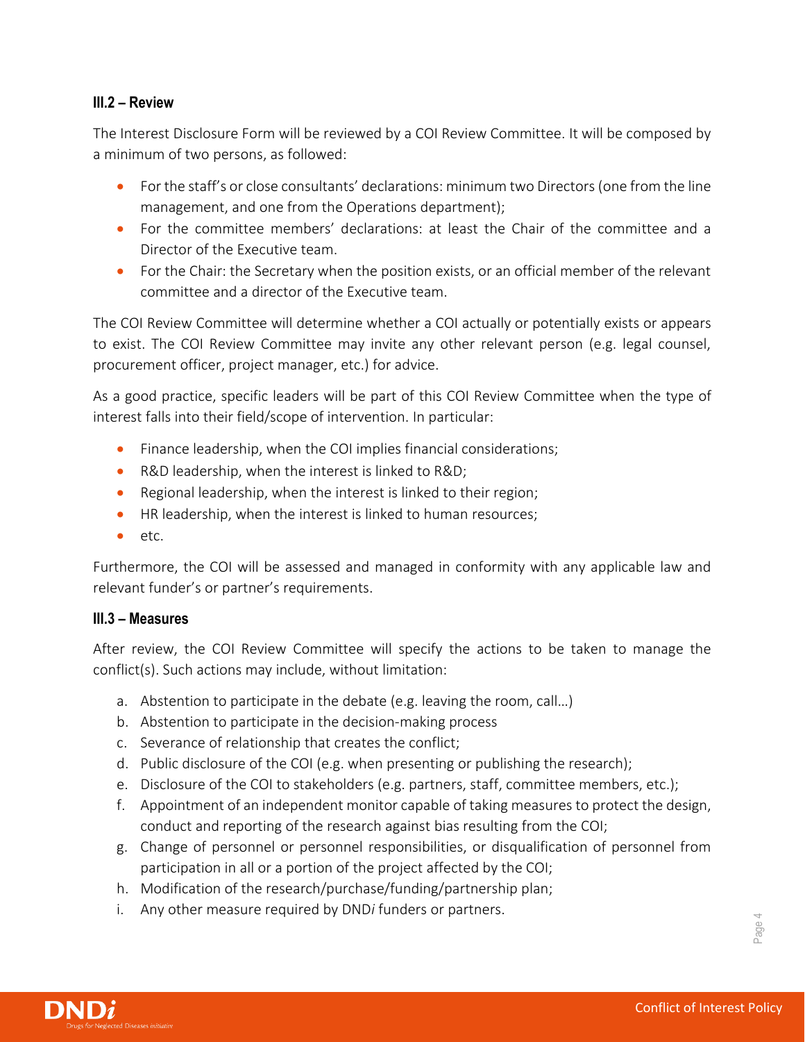### III.2 – Review

The Interest Disclosure Form will be reviewed by a COI Review Committee. It will be composed by a minimum of two persons, as followed:

- For the staff's or close consultants' declarations: minimum two Directors (one from the line management, and one from the Operations department);
- For the committee members' declarations: at least the Chair of the committee and a Director of the Executive team.
- For the Chair: the Secretary when the position exists, or an official member of the relevant committee and a director of the Executive team.

The COI Review Committee will determine whether a COI actually or potentially exists or appears to exist. The COI Review Committee may invite any other relevant person (e.g. legal counsel, procurement officer, project manager, etc.) for advice.

As a good practice, specific leaders will be part of this COI Review Committee when the type of interest falls into their field/scope of intervention. In particular:

- Finance leadership, when the COI implies financial considerations;
- R&D leadership, when the interest is linked to R&D;
- Regional leadership, when the interest is linked to their region;
- HR leadership, when the interest is linked to human resources;
- etc.

Furthermore, the COI will be assessed and managed in conformity with any applicable law and relevant funder's or partner's requirements.

### III.3 – Measures

After review, the COI Review Committee will specify the actions to be taken to manage the conflict(s). Such actions may include, without limitation:

a. Abstention to participate in the debate (e.g. leaving the room, call…)
b. Abstention to participate in the decision-making process
c. Severance of relationship that creates the conflict;
d. Public disclosure of the COI (e.g. when presenting or publishing the research);
e. Disclosure of the COI to stakeholders (e.g. partners, staff, committee members, etc.);
f. Appointment of an independent monitor capable of taking measures to protect the design, conduct and reporting of the research against bias resulting from the COI;
g. Change of personnel or personnel responsibilities, or disqualification of personnel from participation in all or a portion of the project affected by the COI;
h. Modification of the research/purchase/funding/partnership plan;
i. Any other measure required by DND*i* funders or partners.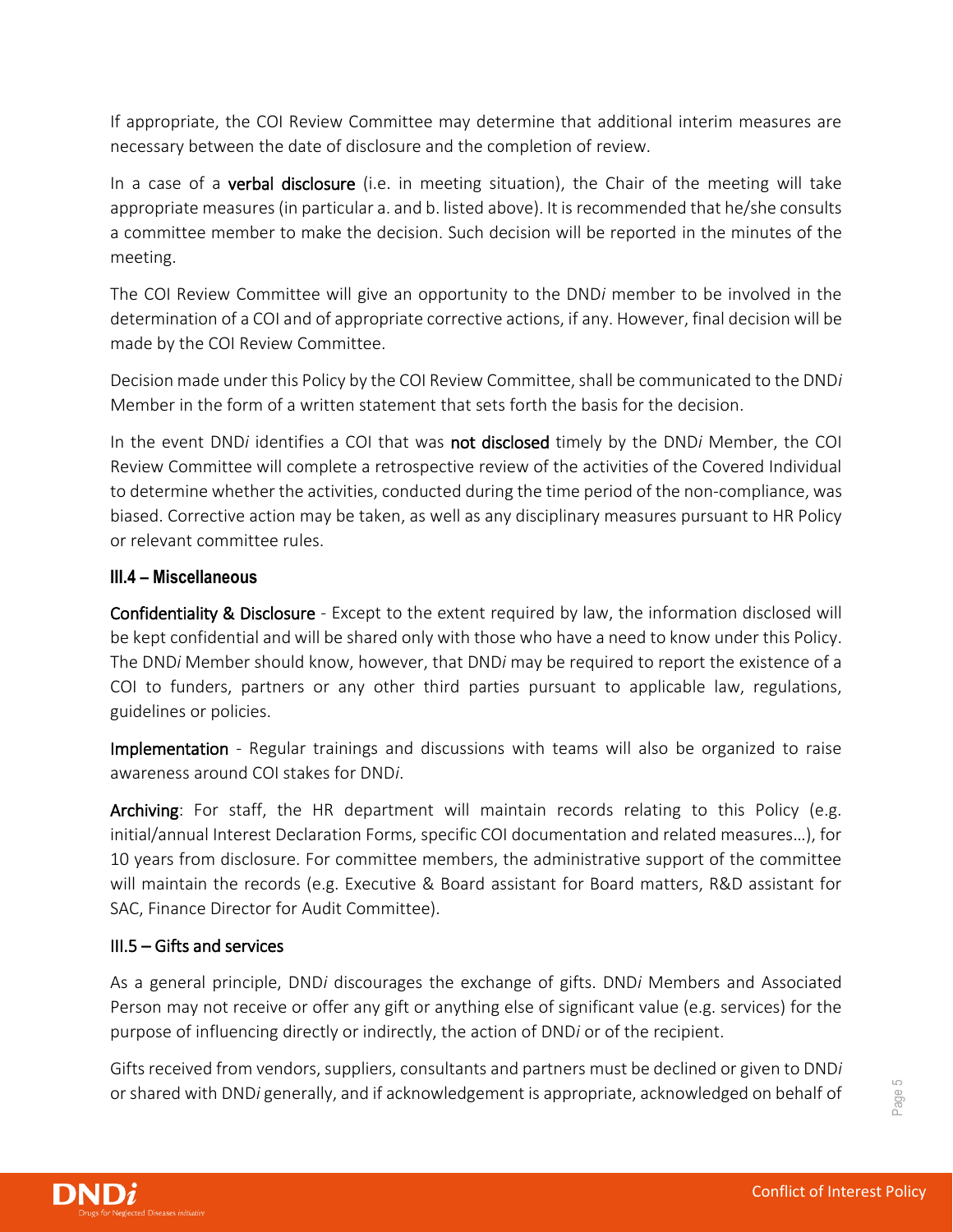If appropriate, the COI Review Committee may determine that additional interim measures are necessary between the date of disclosure and the completion of review.

In a case of a **verbal disclosure** (i.e. in meeting situation), the Chair of the meeting will take appropriate measures (in particular a. and b. listed above). It is recommended that he/she consults a committee member to make the decision. Such decision will be reported in the minutes of the meeting.

The COI Review Committee will give an opportunity to the DND*i* member to be involved in the determination of a COI and of appropriate corrective actions, if any. However, final decision will be made by the COI Review Committee.

Decision made under this Policy by the COI Review Committee, shall be communicated to the DND*i* Member in the form of a written statement that sets forth the basis for the decision.

In the event DND*i* identifies a COI that was **not disclosed** timely by the DND*i* Member, the COI Review Committee will complete a retrospective review of the activities of the Covered Individual to determine whether the activities, conducted during the time period of the non-compliance, was biased. Corrective action may be taken, as well as any disciplinary measures pursuant to HR Policy or relevant committee rules.

### III.4 – Miscellaneous

**Confidentiality & Disclosure** - Except to the extent required by law, the information disclosed will be kept confidential and will be shared only with those who have a need to know under this Policy. The DND*i* Member should know, however, that DND*i* may be required to report the existence of a COI to funders, partners or any other third parties pursuant to applicable law, regulations, guidelines or policies.

**Implementation** - Regular trainings and discussions with teams will also be organized to raise awareness around COI stakes for DND*i*.

**Archiving**: For staff, the HR department will maintain records relating to this Policy (e.g. initial/annual Interest Declaration Forms, specific COI documentation and related measures…), for 10 years from disclosure. For committee members, the administrative support of the committee will maintain the records (e.g. Executive & Board assistant for Board matters, R&D assistant for SAC, Finance Director for Audit Committee).

### III.5 – Gifts and services

As a general principle, DND*i* discourages the exchange of gifts. DND*i* Members and Associated Person may not receive or offer any gift or anything else of significant value (e.g. services) for the purpose of influencing directly or indirectly, the action of DND*i* or of the recipient.

Gifts received from vendors, suppliers, consultants and partners must be declined or given to DND*i* or shared with DND*i* generally, and if acknowledgement is appropriate, acknowledged on behalf of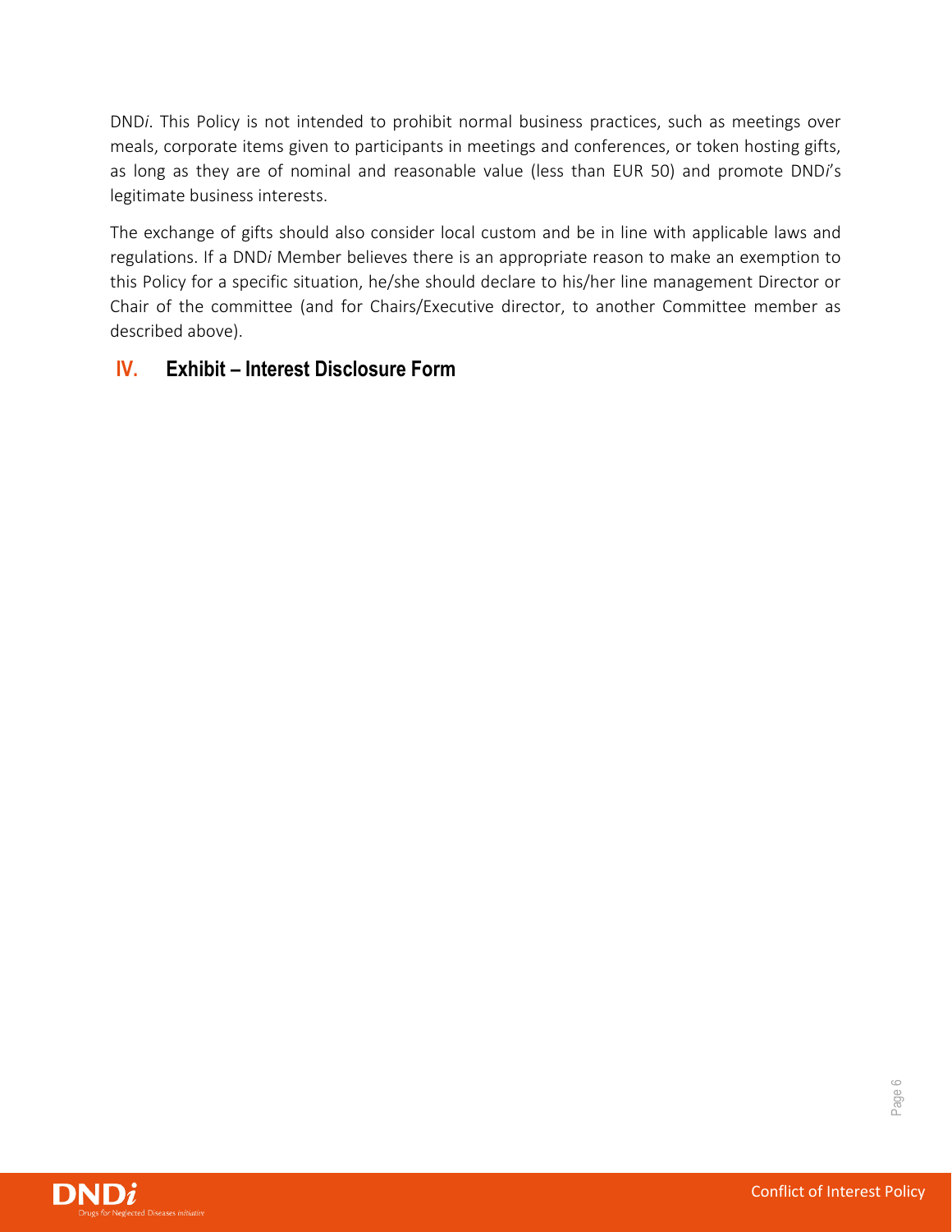DND*i*. This Policy is not intended to prohibit normal business practices, such as meetings over meals, corporate items given to participants in meetings and conferences, or token hosting gifts, as long as they are of nominal and reasonable value (less than EUR 50) and promote DND*i*'s legitimate business interests.

The exchange of gifts should also consider local custom and be in line with applicable laws and regulations. If a DND*i* Member believes there is an appropriate reason to make an exemption to this Policy for a specific situation, he/she should declare to his/her line management Director or Chair of the committee (and for Chairs/Executive director, to another Committee member as described above).

## IV. Exhibit – Interest Disclosure Form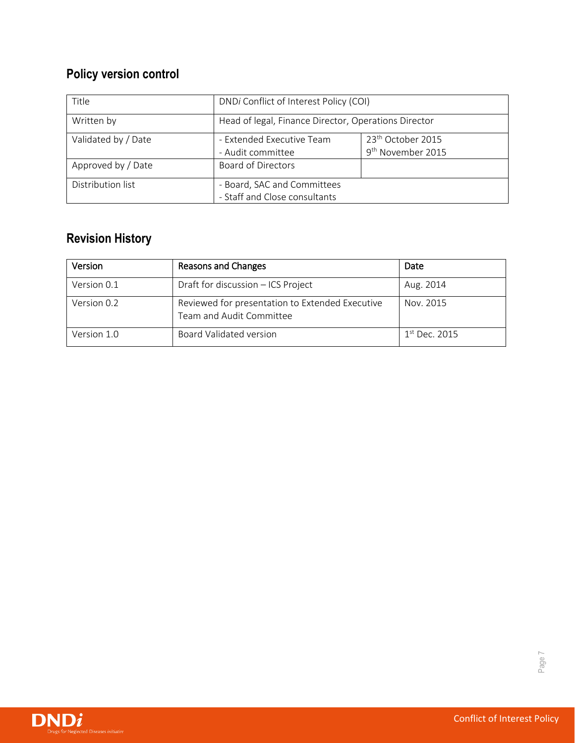## Policy version control

| Title | DND*i* Conflict of Interest Policy (COI) | |
|---|---|---|
| Written by | Head of legal, Finance Director, Operations Director | |
| Validated by / Date | - Extended Executive Team<br>- Audit committee | 23th October 2015<br>9th November 2015 |
| Approved by / Date | Board of Directors | |
| Distribution list | - Board, SAC and Committees<br>- Staff and Close consultants | |

## Revision History

| Version | Reasons and Changes | Date |
|---|---|---|
| Version 0.1 | Draft for discussion – ICS Project | Aug. 2014 |
| Version 0.2 | Reviewed for presentation to Extended Executive Team and Audit Committee | Nov. 2015 |
| Version 1.0 | Board Validated version | 1st Dec. 2015 |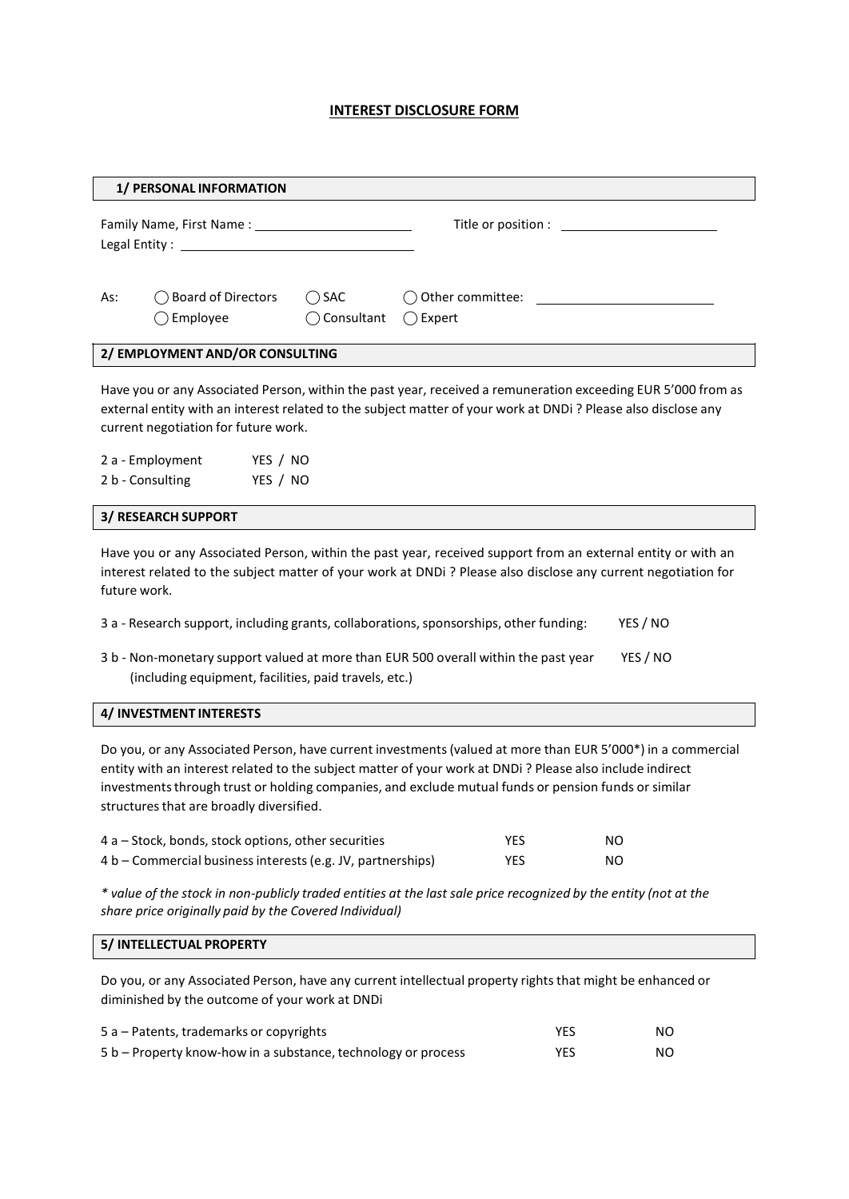# INTEREST DISCLOSURE FORM

## 1/ PERSONAL INFORMATION

Family Name, First Name : ______________________ Title or position : ______________________

Legal Entity : ______________________________

As: ◯ Board of Directors ◯ SAC ◯ Other committee: ______________________

◯ Employee ◯ Consultant ◯ Expert

## 2/ EMPLOYMENT AND/OR CONSULTING

Have you or any Associated Person, within the past year, received a remuneration exceeding EUR 5'000 from as external entity with an interest related to the subject matter of your work at DNDi ? Please also disclose any current negotiation for future work.

| | |
|---|---|
| 2 a - Employment | YES / NO |
| 2 b - Consulting | YES / NO |

## 3/ RESEARCH SUPPORT

Have you or any Associated Person, within the past year, received support from an external entity or with an interest related to the subject matter of your work at DNDi ? Please also disclose any current negotiation for future work.

| | |
|---|---|
| 3 a - Research support, including grants, collaborations, sponsorships, other funding: | YES / NO |
| 3 b - Non-monetary support valued at more than EUR 500 overall within the past year (including equipment, facilities, paid travels, etc.) | YES / NO |

## 4/ INVESTMENT INTERESTS

Do you, or any Associated Person, have current investments (valued at more than EUR 5'000*) in a commercial entity with an interest related to the subject matter of your work at DNDi ? Please also include indirect investments through trust or holding companies, and exclude mutual funds or pension funds or similar structures that are broadly diversified.

| | | |
|---|---|---|
| 4 a – Stock, bonds, stock options, other securities | YES | NO |
| 4 b – Commercial business interests (e.g. JV, partnerships) | YES | NO |

*\* value of the stock in non-publicly traded entities at the last sale price recognized by the entity (not at the share price originally paid by the Covered Individual)*

## 5/ INTELLECTUAL PROPERTY

Do you, or any Associated Person, have any current intellectual property rights that might be enhanced or diminished by the outcome of your work at DNDi

| | | |
|---|---|---|
| 5 a – Patents, trademarks or copyrights | YES | NO |
| 5 b – Property know-how in a substance, technology or process | YES | NO |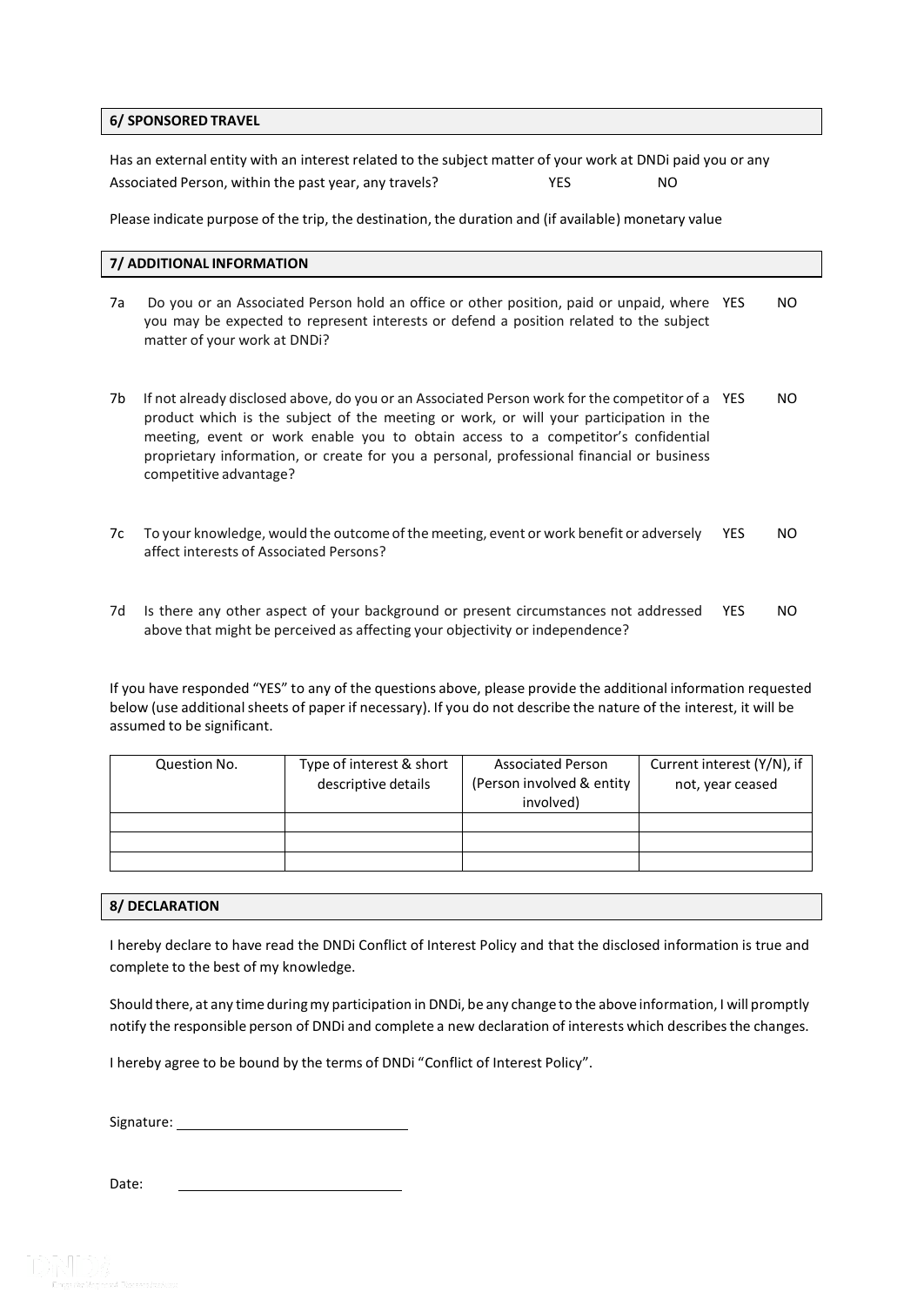## 6/ SPONSORED TRAVEL

Has an external entity with an interest related to the subject matter of your work at DNDi paid you or any Associated Person, within the past year, any travels? YES NO

Please indicate purpose of the trip, the destination, the duration and (if available) monetary value

## 7/ ADDITIONAL INFORMATION

| | | | |
|---|---|---|---|
| 7a | Do you or an Associated Person hold an office or other position, paid or unpaid, where you may be expected to represent interests or defend a position related to the subject matter of your work at DNDi? | YES | NO |
| 7b | If not already disclosed above, do you or an Associated Person work for the competitor of a product which is the subject of the meeting or work, or will your participation in the meeting, event or work enable you to obtain access to a competitor's confidential proprietary information, or create for you a personal, professional financial or business competitive advantage? | YES | NO |
| 7c | To your knowledge, would the outcome of the meeting, event or work benefit or adversely affect interests of Associated Persons? | YES | NO |
| 7d | Is there any other aspect of your background or present circumstances not addressed above that might be perceived as affecting your objectivity or independence? | YES | NO |

If you have responded "YES" to any of the questions above, please provide the additional information requested below (use additional sheets of paper if necessary). If you do not describe the nature of the interest, it will be assumed to be significant.

| Question No. | Type of interest & short descriptive details | Associated Person (Person involved & entity involved) | Current interest (Y/N), if not, year ceased |
|---|---|---|---|
| | | | |
| | | | |
| | | | |

## 8/ DECLARATION

I hereby declare to have read the DNDi Conflict of Interest Policy and that the disclosed information is true and complete to the best of my knowledge.

Should there, at any time during my participation in DNDi, be any change to the above information, I will promptly notify the responsible person of DNDi and complete a new declaration of interests which describes the changes.

I hereby agree to be bound by the terms of DNDi "Conflict of Interest Policy".

Signature: ______________________________

Date: ______________________________